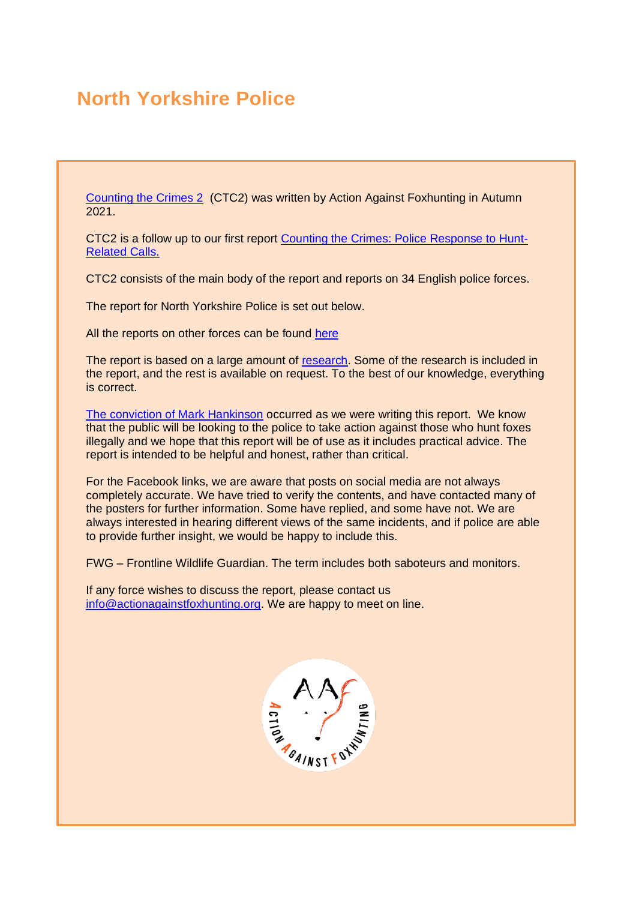# North Yorkshire Police

Counting the Crimes 2 (CTC2) was written by Action Against Foxhunting in Autumn 2021.

CTC2 is a follow up to our first report Counting the Crimes: Police Response to Hunt-Related Calls.

CTC2 consists of the main body of the report and reports on 34 English police forces.

The report for North Yorkshire Police is set out below.

All the reports on other forces can be found here

The report is based on a large amount of research. Some of the research is included in the report, and the rest is available on request. To the best of our knowledge, everything is correct.

The conviction of Mark Hankinson occurred as we were writing this report. We know that the public will be looking to the police to take action against those who hunt foxes illegally and we hope that this report will be of use as it includes practical advice. The report is intended to be helpful and honest, rather than critical.

For the Facebook links, we are aware that posts on social media are not always completely accurate. We have tried to verify the contents, and have contacted many of the posters for further information. Some have replied, and some have not. We are always interested in hearing different views of the same incidents, and if police are able to provide further insight, we would be happy to include this.

FWG – Frontline Wildlife Guardian. The term includes both saboteurs and monitors.

If any force wishes to discuss the report, please contact us info@actionagainstfoxhunting.org. We are happy to meet on line.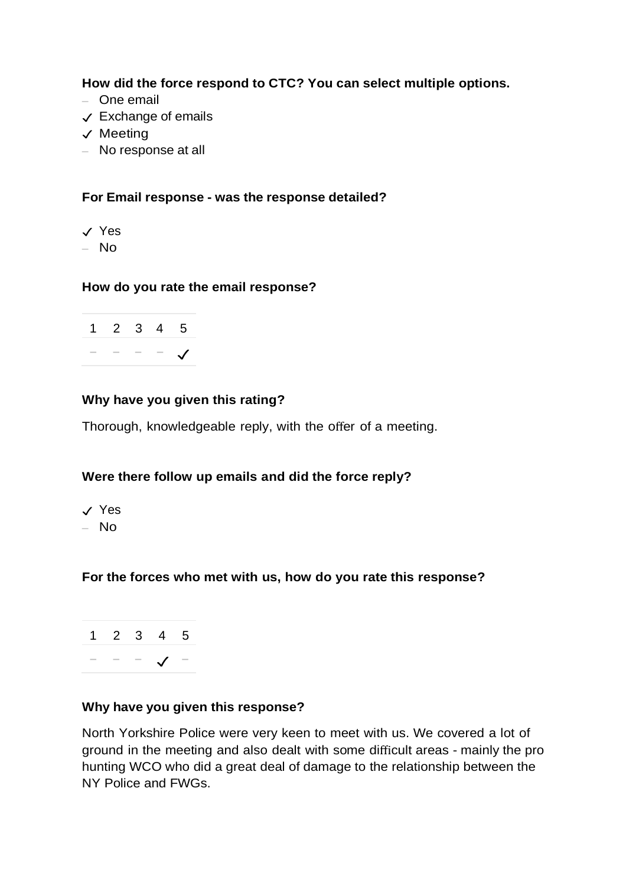**How did the force respond to CTC? You can select multiple options.**

- – One email
- ✓ Exchange of emails
- ✓ Meeting
- – No response at all

**For Email response - was the response detailed?**

- ✓ Yes
- – No

**How do you rate the email response?**

| 1 | 2 | 3 | 4 | 5 |
|---|---|---|---|---|
| – | – | – | – | ✓ |

**Why have you given this rating?**

Thorough, knowledgeable reply, with the offer of a meeting.

**Were there follow up emails and did the force reply?**

- ✓ Yes
- – No

**For the forces who met with us, how do you rate this response?**

| 1 | 2 | 3 | 4 | 5 |
|---|---|---|---|---|
| – | – | – | ✓ | – |

**Why have you given this response?**

North Yorkshire Police were very keen to meet with us. We covered a lot of ground in the meeting and also dealt with some difficult areas - mainly the pro hunting WCO who did a great deal of damage to the relationship between the NY Police and FWGs.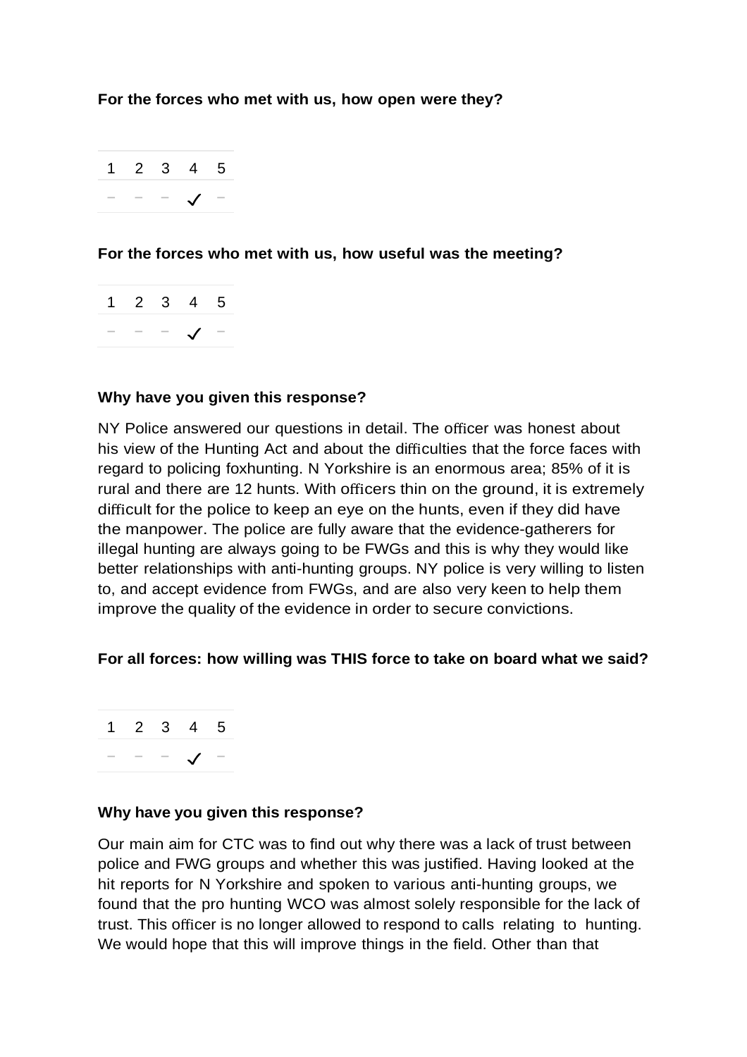**For the forces who met with us, how open were they?**

| 1 | 2 | 3 | 4 | 5 |
|---|---|---|---|---|
| – | – | – | ✓ | – |

**For the forces who met with us, how useful was the meeting?**

| 1 | 2 | 3 | 4 | 5 |
|---|---|---|---|---|
| – | – | – | ✓ | – |

**Why have you given this response?**

NY Police answered our questions in detail. The officer was honest about his view of the Hunting Act and about the difficulties that the force faces with regard to policing foxhunting. N Yorkshire is an enormous area; 85% of it is rural and there are 12 hunts. With officers thin on the ground, it is extremely difficult for the police to keep an eye on the hunts, even if they did have the manpower. The police are fully aware that the evidence-gatherers for illegal hunting are always going to be FWGs and this is why they would like better relationships with anti-hunting groups. NY police is very willing to listen to, and accept evidence from FWGs, and are also very keen to help them improve the quality of the evidence in order to secure convictions.

**For all forces: how willing was THIS force to take on board what we said?**

| 1 | 2 | 3 | 4 | 5 |
|---|---|---|---|---|
| – | – | – | ✓ | – |

**Why have you given this response?**

Our main aim for CTC was to find out why there was a lack of trust between police and FWG groups and whether this was justified. Having looked at the hit reports for N Yorkshire and spoken to various anti-hunting groups, we found that the pro hunting WCO was almost solely responsible for the lack of trust. This officer is no longer allowed to respond to calls relating to hunting. We would hope that this will improve things in the field. Other than that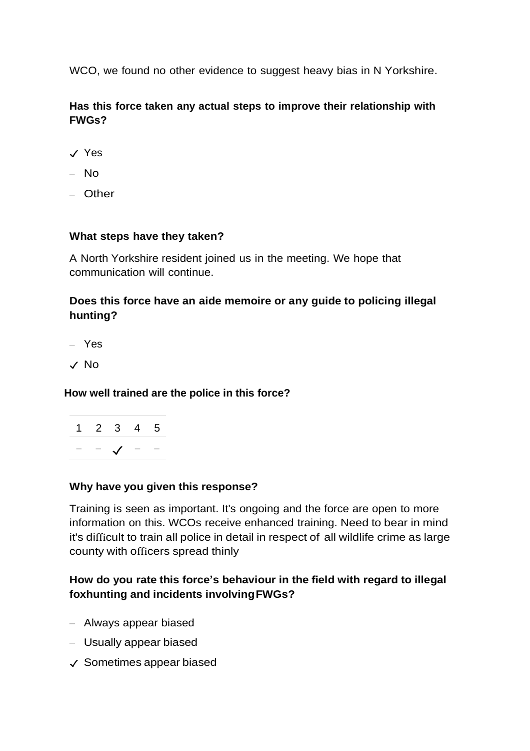WCO, we found no other evidence to suggest heavy bias in N Yorkshire.

**Has this force taken any actual steps to improve their relationship with FWGs?**

- ✓ Yes
- – No
- – Other

**What steps have they taken?**

A North Yorkshire resident joined us in the meeting. We hope that communication will continue.

**Does this force have an aide memoire or any guide to policing illegal hunting?**

- – Yes
- ✓ No

**How well trained are the police in this force?**

| 1 | 2 | 3 | 4 | 5 |
|---|---|---|---|---|
| – | – | ✓ | – | – |

**Why have you given this response?**

Training is seen as important. It's ongoing and the force are open to more information on this. WCOs receive enhanced training. Need to bear in mind it's difficult to train all police in detail in respect of all wildlife crime as large county with officers spread thinly

**How do you rate this force's behaviour in the field with regard to illegal foxhunting and incidents involving FWGs?**

- – Always appear biased
- – Usually appear biased
- ✓ Sometimes appear biased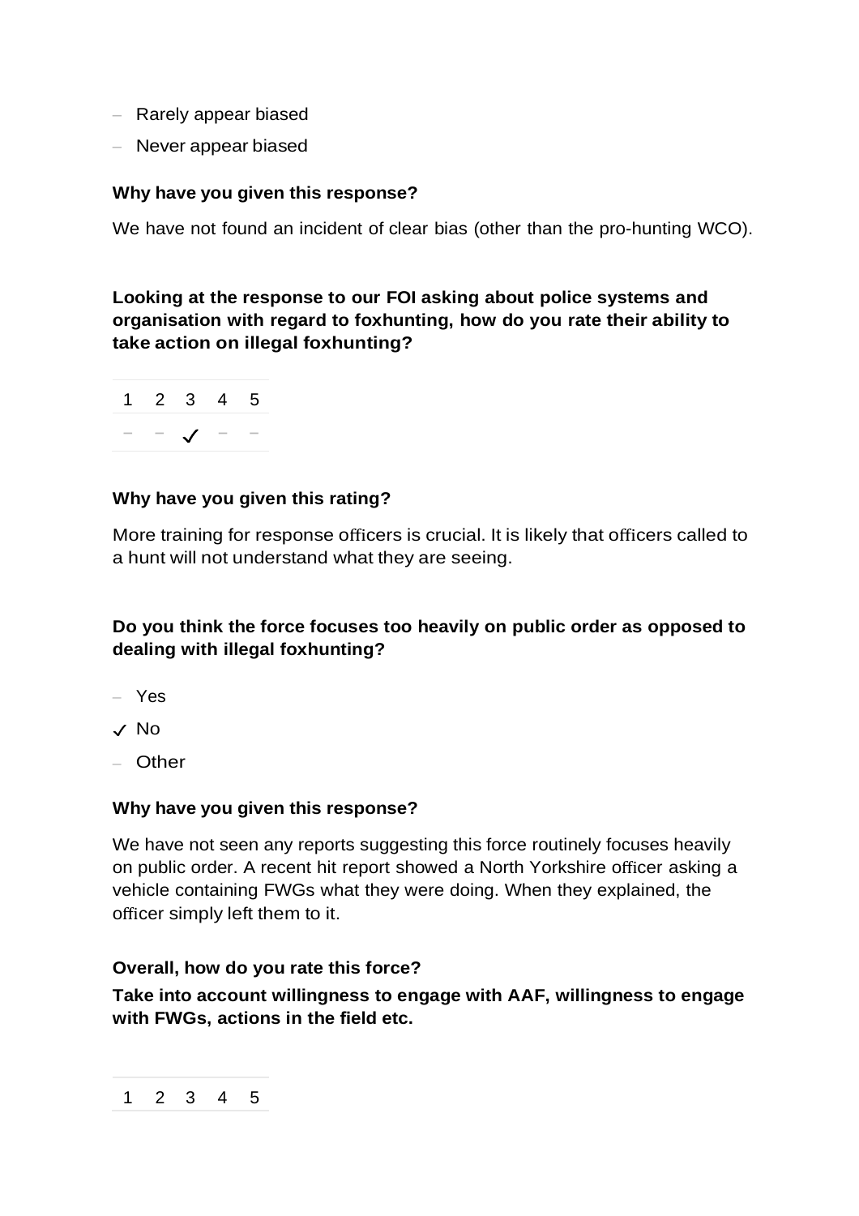– Rarely appear biased
– Never appear biased

**Why have you given this response?**

We have not found an incident of clear bias (other than the pro-hunting WCO).

**Looking at the response to our FOI asking about police systems and organisation with regard to foxhunting, how do you rate their ability to take action on illegal foxhunting?**

| 1 | 2 | 3 | 4 | 5 |
|---|---|---|---|---|
| – | – | ✓ | – | – |

**Why have you given this rating?**

More training for response officers is crucial. It is likely that officers called to a hunt will not understand what they are seeing.

**Do you think the force focuses too heavily on public order as opposed to dealing with illegal foxhunting?**

– Yes
✓ No
– Other

**Why have you given this response?**

We have not seen any reports suggesting this force routinely focuses heavily on public order. A recent hit report showed a North Yorkshire officer asking a vehicle containing FWGs what they were doing. When they explained, the officer simply left them to it.

**Overall, how do you rate this force?**

**Take into account willingness to engage with AAF, willingness to engage with FWGs, actions in the field etc.**

| 1 | 2 | 3 | 4 | 5 |
|---|---|---|---|---|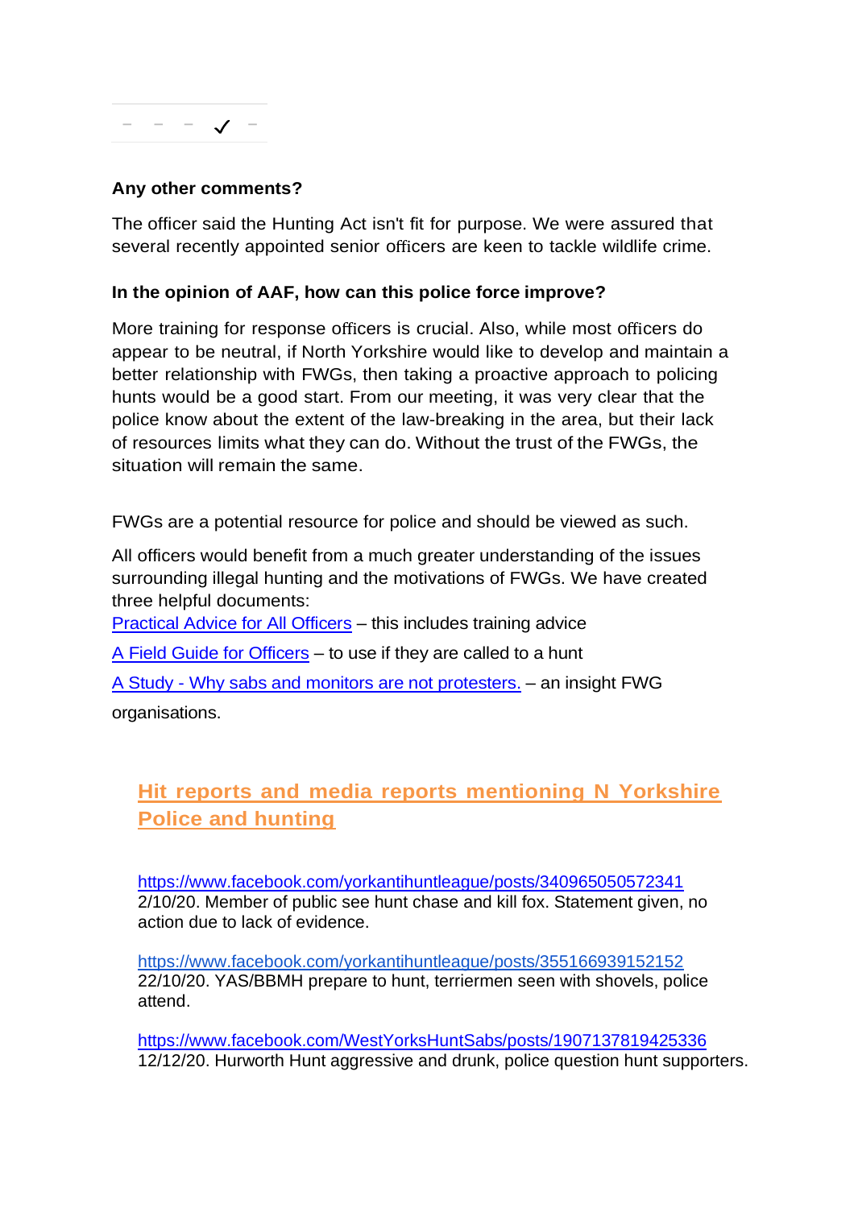| – | – | – | ✓ | – |
|---|---|---|---|---|

**Any other comments?**

The officer said the Hunting Act isn't fit for purpose. We were assured that several recently appointed senior officers are keen to tackle wildlife crime.

**In the opinion of AAF, how can this police force improve?**

More training for response officers is crucial. Also, while most officers do appear to be neutral, if North Yorkshire would like to develop and maintain a better relationship with FWGs, then taking a proactive approach to policing hunts would be a good start. From our meeting, it was very clear that the police know about the extent of the law-breaking in the area, but their lack of resources limits what they can do. Without the trust of the FWGs, the situation will remain the same.

FWGs are a potential resource for police and should be viewed as such.

All officers would benefit from a much greater understanding of the issues surrounding illegal hunting and the motivations of FWGs. We have created three helpful documents:

[Practical Advice for All Officers]() – this includes training advice

[A Field Guide for Officers]() – to use if they are called to a hunt

[A Study - Why sabs and monitors are not protesters.]() – an insight FWG organisations.

## Hit reports and media reports mentioning N Yorkshire Police and hunting

https://www.facebook.com/yorkantihuntleague/posts/340965050572341
2/10/20. Member of public see hunt chase and kill fox. Statement given, no action due to lack of evidence.

https://www.facebook.com/yorkantihuntleague/posts/355166939152152
22/10/20. YAS/BBMH prepare to hunt, terriermen seen with shovels, police attend.

https://www.facebook.com/WestYorksHuntSabs/posts/1907137819425336
12/12/20. Hurworth Hunt aggressive and drunk, police question hunt supporters.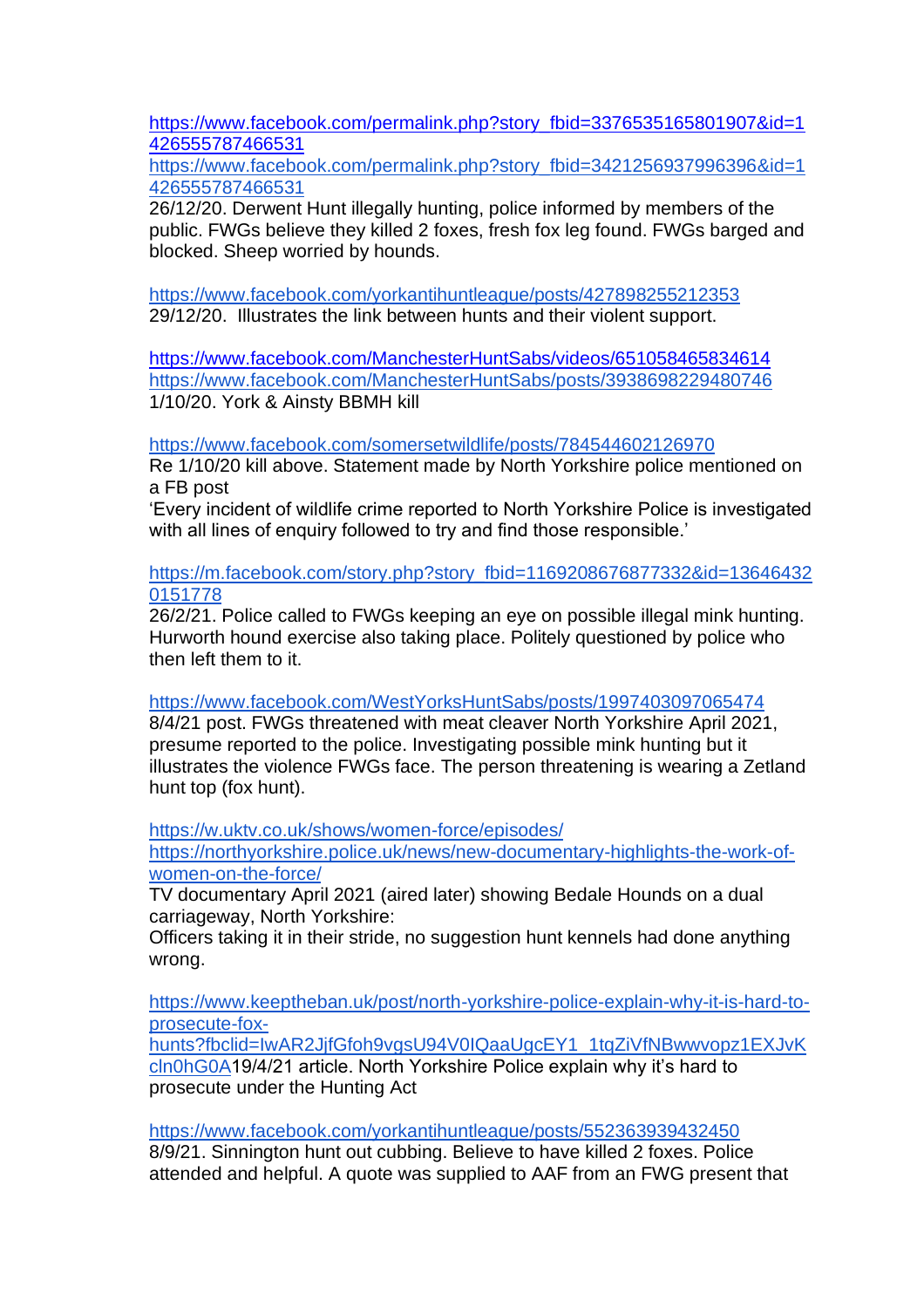https://www.facebook.com/permalink.php?story_fbid=3376535165801907&id=1426555787466531
https://www.facebook.com/permalink.php?story_fbid=3421256937996396&id=1426555787466531
26/12/20. Derwent Hunt illegally hunting, police informed by members of the public. FWGs believe they killed 2 foxes, fresh fox leg found. FWGs barged and blocked. Sheep worried by hounds.

https://www.facebook.com/yorkantihuntleague/posts/427898255212353
29/12/20. Illustrates the link between hunts and their violent support.

https://www.facebook.com/ManchesterHuntSabs/videos/651058465834614
https://www.facebook.com/ManchesterHuntSabs/posts/3938698229480746
1/10/20. York & Ainsty BBMH kill

https://www.facebook.com/somersetwildlife/posts/784544602126970
Re 1/10/20 kill above. Statement made by North Yorkshire police mentioned on a FB post
'Every incident of wildlife crime reported to North Yorkshire Police is investigated with all lines of enquiry followed to try and find those responsible.'

https://m.facebook.com/story.php?story_fbid=1169208676877332&id=136464320151778
26/2/21. Police called to FWGs keeping an eye on possible illegal mink hunting. Hurworth hound exercise also taking place. Politely questioned by police who then left them to it.

https://www.facebook.com/WestYorksHuntSabs/posts/1997403097065474
8/4/21 post. FWGs threatened with meat cleaver North Yorkshire April 2021, presume reported to the police. Investigating possible mink hunting but it illustrates the violence FWGs face. The person threatening is wearing a Zetland hunt top (fox hunt).

https://w.uktv.co.uk/shows/women-force/episodes/
https://northyorkshire.police.uk/news/new-documentary-highlights-the-work-of-women-on-the-force/
TV documentary April 2021 (aired later) showing Bedale Hounds on a dual carriageway, North Yorkshire:
Officers taking it in their stride, no suggestion hunt kennels had done anything wrong.

https://www.keeptheban.uk/post/north-yorkshire-police-explain-why-it-is-hard-to-prosecute-fox-hunts?fbclid=IwAR2JjfGfoh9vgsU94V0IQaaUgcEY1_1tqZiVfNBwwvopz1EXJvKcln0hG0A19/4/21 article. North Yorkshire Police explain why it's hard to prosecute under the Hunting Act

https://www.facebook.com/yorkantihuntleague/posts/552363939432450
8/9/21. Sinnington hunt out cubbing. Believe to have killed 2 foxes. Police attended and helpful. A quote was supplied to AAF from an FWG present that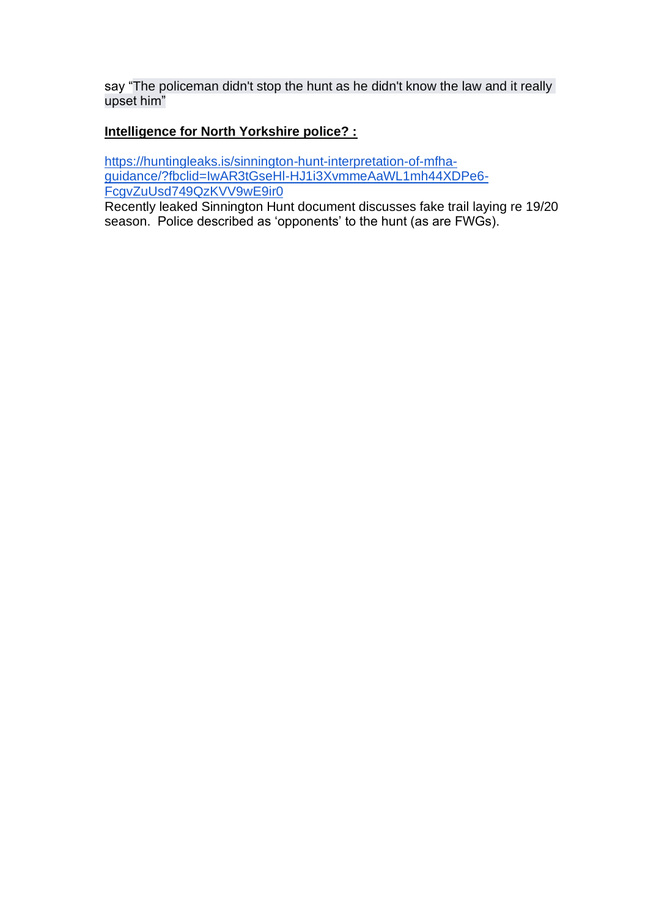say "The policeman didn't stop the hunt as he didn't know the law and it really upset him"

**Intelligence for North Yorkshire police? :**

[https://huntingleaks.is/sinnington-hunt-interpretation-of-mfha-guidance/?fbclid=IwAR3tGseHl-HJ1i3XvmmeAaWL1mh44XDPe6-FcgvZuUsd749QzKVV9wE9ir0](https://huntingleaks.is/sinnington-hunt-interpretation-of-mfha-guidance/?fbclid=IwAR3tGseHl-HJ1i3XvmmeAaWL1mh44XDPe6-FcgvZuUsd749QzKVV9wE9ir0)

Recently leaked Sinnington Hunt document discusses fake trail laying re 19/20 season. Police described as 'opponents' to the hunt (as are FWGs).